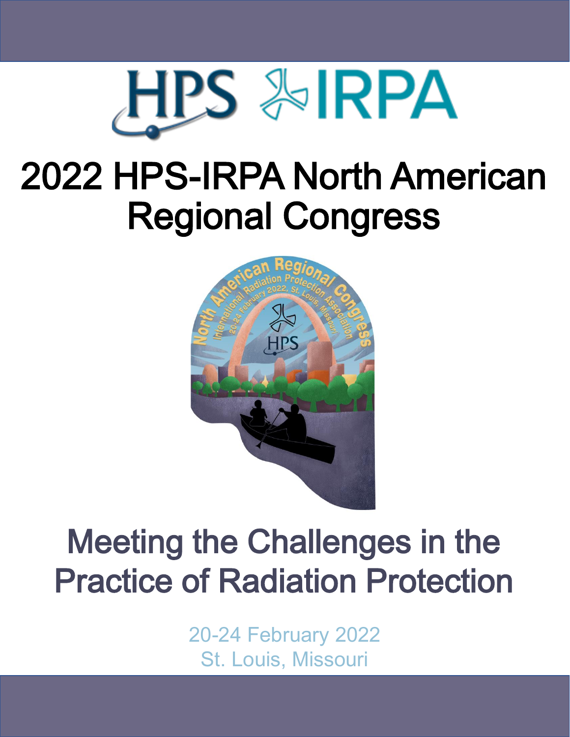HPS IRPA

# 2022 HPS-IRPA North American Regional Congress

## Meeting the Challenges in the Practice of Radiation Protection

20-24 February 2022
St. Louis, Missouri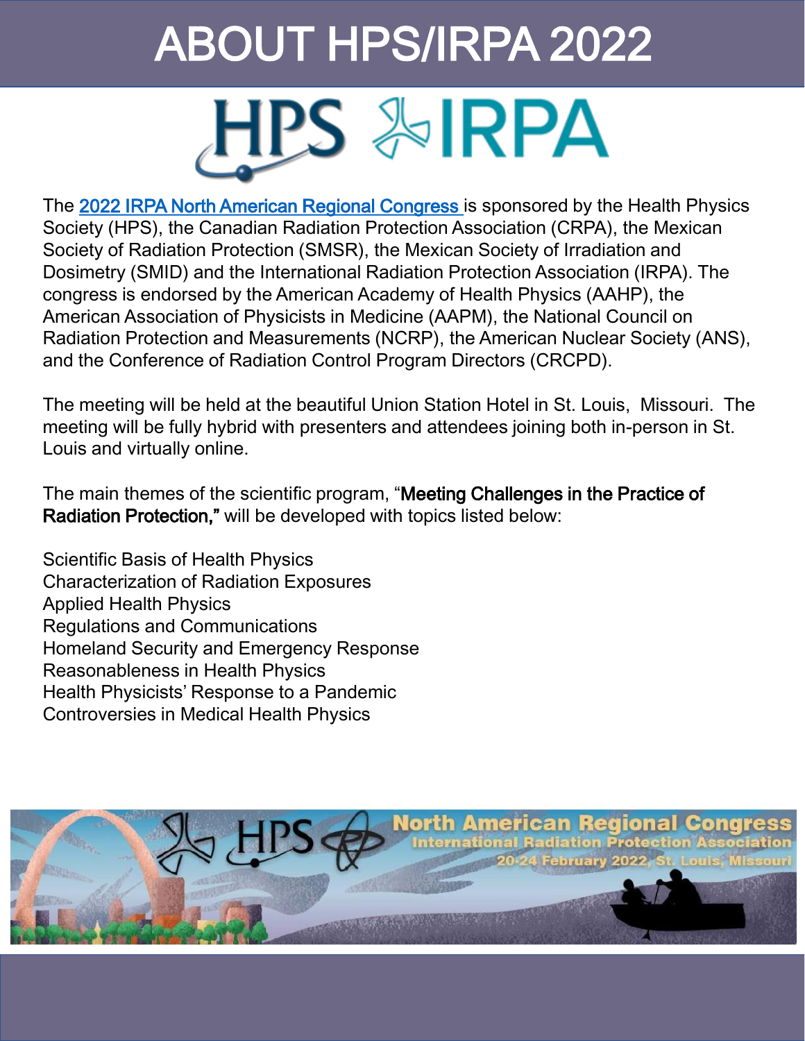# ABOUT HPS/IRPA 2022

The [2022 IRPA North American Regional Congress](#) is sponsored by the Health Physics Society (HPS), the Canadian Radiation Protection Association (CRPA), the Mexican Society of Radiation Protection (SMSR), the Mexican Society of Irradiation and Dosimetry (SMID) and the International Radiation Protection Association (IRPA). The congress is endorsed by the American Academy of Health Physics (AAHP), the American Association of Physicists in Medicine (AAPM), the National Council on Radiation Protection and Measurements (NCRP), the American Nuclear Society (ANS), and the Conference of Radiation Control Program Directors (CRCPD).

The meeting will be held at the beautiful Union Station Hotel in St. Louis, Missouri. The meeting will be fully hybrid with presenters and attendees joining both in-person in St. Louis and virtually online.

The main themes of the scientific program, "**Meeting Challenges in the Practice of Radiation Protection,"** will be developed with topics listed below:

Scientific Basis of Health Physics
Characterization of Radiation Exposures
Applied Health Physics
Regulations and Communications
Homeland Security and Emergency Response
Reasonableness in Health Physics
Health Physicists' Response to a Pandemic
Controversies in Medical Health Physics

North American Regional Congress
International Radiation Protection Association
20-24 February 2022, St. Louis, Missouri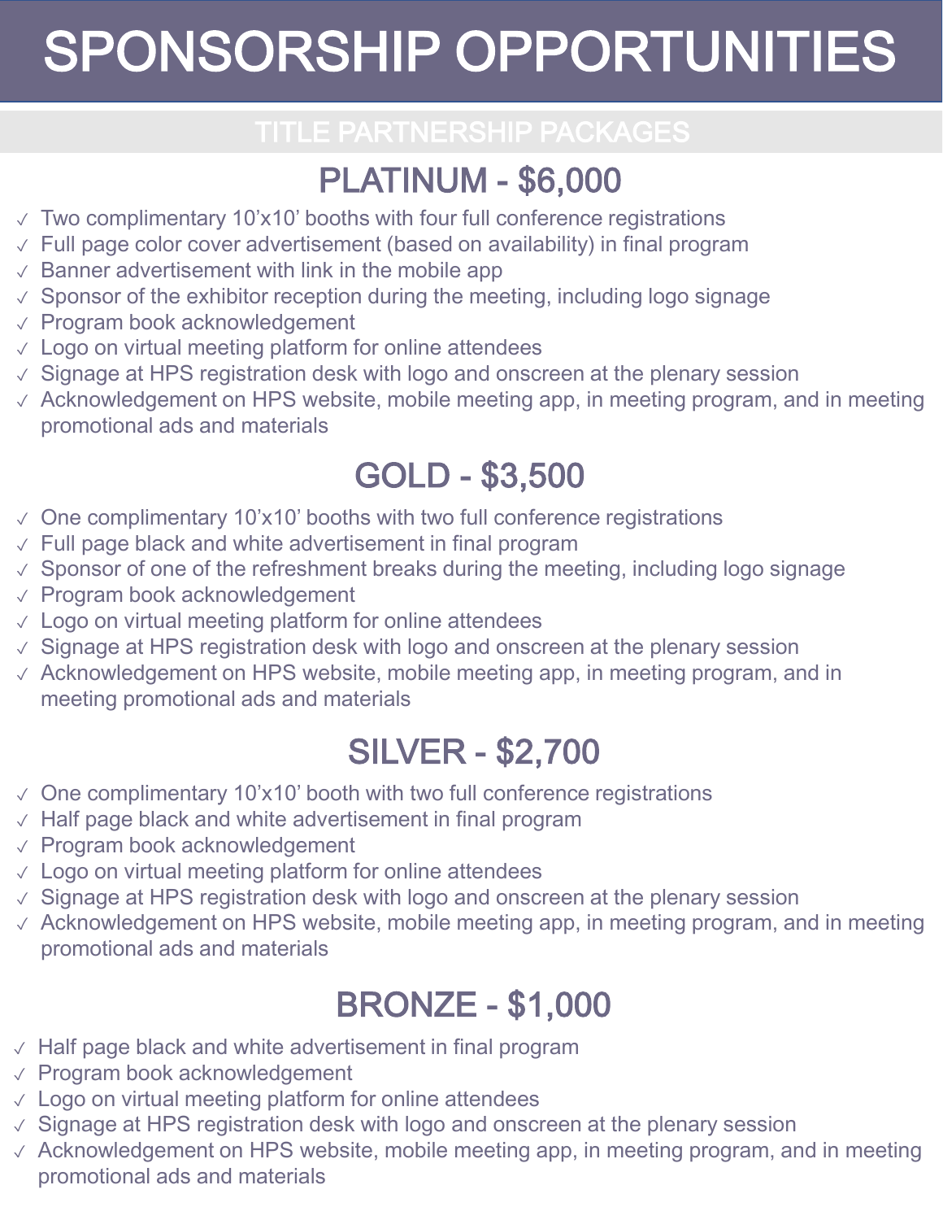# SPONSORSHIP OPPORTUNITIES

## TITLE PARTNERSHIP PACKAGES

### PLATINUM - $6,000

- ✓ Two complimentary 10'x10' booths with four full conference registrations
- ✓ Full page color cover advertisement (based on availability) in final program
- ✓ Banner advertisement with link in the mobile app
- ✓ Sponsor of the exhibitor reception during the meeting, including logo signage
- ✓ Program book acknowledgement
- ✓ Logo on virtual meeting platform for online attendees
- ✓ Signage at HPS registration desk with logo and onscreen at the plenary session
- ✓ Acknowledgement on HPS website, mobile meeting app, in meeting program, and in meeting promotional ads and materials

### GOLD - $3,500

- ✓ One complimentary 10'x10' booths with two full conference registrations
- ✓ Full page black and white advertisement in final program
- ✓ Sponsor of one of the refreshment breaks during the meeting, including logo signage
- ✓ Program book acknowledgement
- ✓ Logo on virtual meeting platform for online attendees
- ✓ Signage at HPS registration desk with logo and onscreen at the plenary session
- ✓ Acknowledgement on HPS website, mobile meeting app, in meeting program, and in meeting promotional ads and materials

### SILVER - $2,700

- ✓ One complimentary 10'x10' booth with two full conference registrations
- ✓ Half page black and white advertisement in final program
- ✓ Program book acknowledgement
- ✓ Logo on virtual meeting platform for online attendees
- ✓ Signage at HPS registration desk with logo and onscreen at the plenary session
- ✓ Acknowledgement on HPS website, mobile meeting app, in meeting program, and in meeting promotional ads and materials

### BRONZE - $1,000

- ✓ Half page black and white advertisement in final program
- ✓ Program book acknowledgement
- ✓ Logo on virtual meeting platform for online attendees
- ✓ Signage at HPS registration desk with logo and onscreen at the plenary session
- ✓ Acknowledgement on HPS website, mobile meeting app, in meeting program, and in meeting promotional ads and materials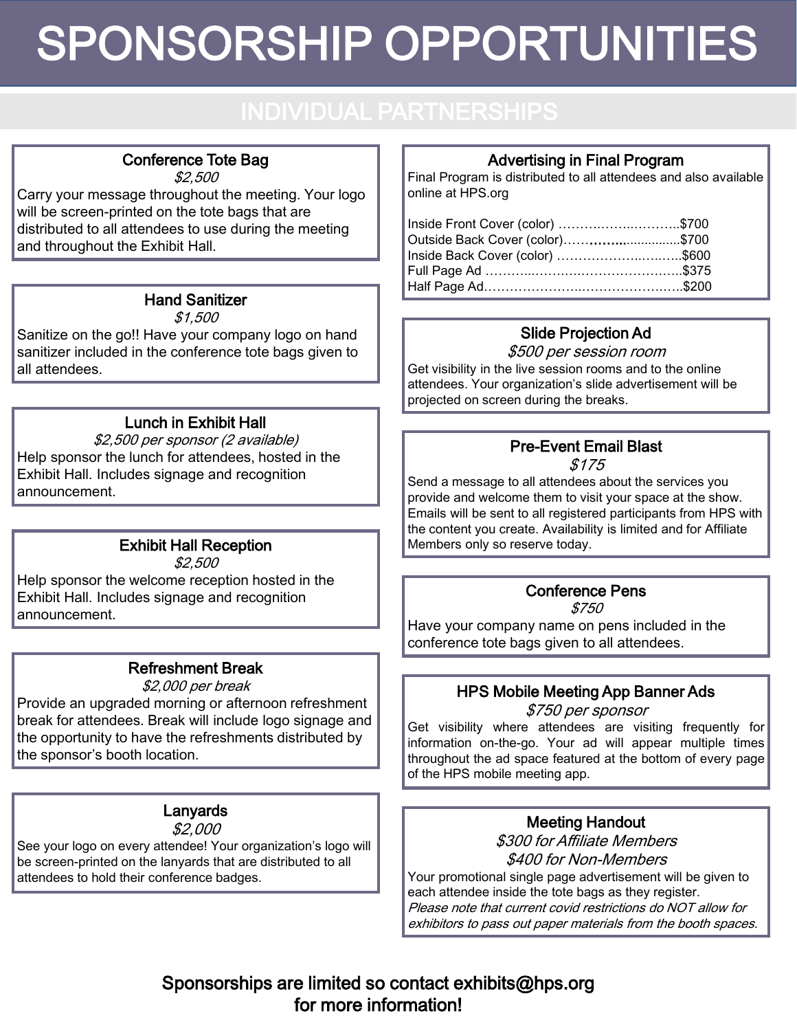# SPONSORSHIP OPPORTUNITIES

## INDIVIDUAL PARTNERSHIPS

### Conference Tote Bag

*$2,500*

Carry your message throughout the meeting. Your logo will be screen-printed on the tote bags that are distributed to all attendees to use during the meeting and throughout the Exhibit Hall.

### Hand Sanitizer

*$1,500*

Sanitize on the go!! Have your company logo on hand sanitizer included in the conference tote bags given to all attendees.

### Lunch in Exhibit Hall

*$2,500 per sponsor (2 available)*

Help sponsor the lunch for attendees, hosted in the Exhibit Hall. Includes signage and recognition announcement.

### Exhibit Hall Reception

*$2,500*

Help sponsor the welcome reception hosted in the Exhibit Hall. Includes signage and recognition announcement.

### Refreshment Break

*$2,000 per break*

Provide an upgraded morning or afternoon refreshment break for attendees. Break will include logo signage and the opportunity to have the refreshments distributed by the sponsor's booth location.

### Lanyards

*$2,000*

See your logo on every attendee! Your organization's logo will be screen-printed on the lanyards that are distributed to all attendees to hold their conference badges.

### Advertising in Final Program

Final Program is distributed to all attendees and also available online at HPS.org

Inside Front Cover (color) …………………………$700
Outside Back Cover (color)…………....................$700
Inside Back Cover (color) …………………………$600
Full Page Ad …………………………………………$375
Half Page Ad…………………………………………$200

### Slide Projection Ad

*$500 per session room*

Get visibility in the live session rooms and to the online attendees. Your organization's slide advertisement will be projected on screen during the breaks.

### Pre-Event Email Blast

*$175*

Send a message to all attendees about the services you provide and welcome them to visit your space at the show. Emails will be sent to all registered participants from HPS with the content you create. Availability is limited and for Affiliate Members only so reserve today.

### Conference Pens

*$750*

Have your company name on pens included in the conference tote bags given to all attendees.

### HPS Mobile Meeting App Banner Ads

*$750 per sponsor*

Get visibility where attendees are visiting frequently for information on-the-go. Your ad will appear multiple times throughout the ad space featured at the bottom of every page of the HPS mobile meeting app.

### Meeting Handout

*$300 for Affiliate Members*

*$400 for Non-Members*

Your promotional single page advertisement will be given to each attendee inside the tote bags as they register.

*Please note that current covid restrictions do NOT allow for exhibitors to pass out paper materials from the booth spaces.*

**Sponsorships are limited so contact exhibits@hps.org for more information!**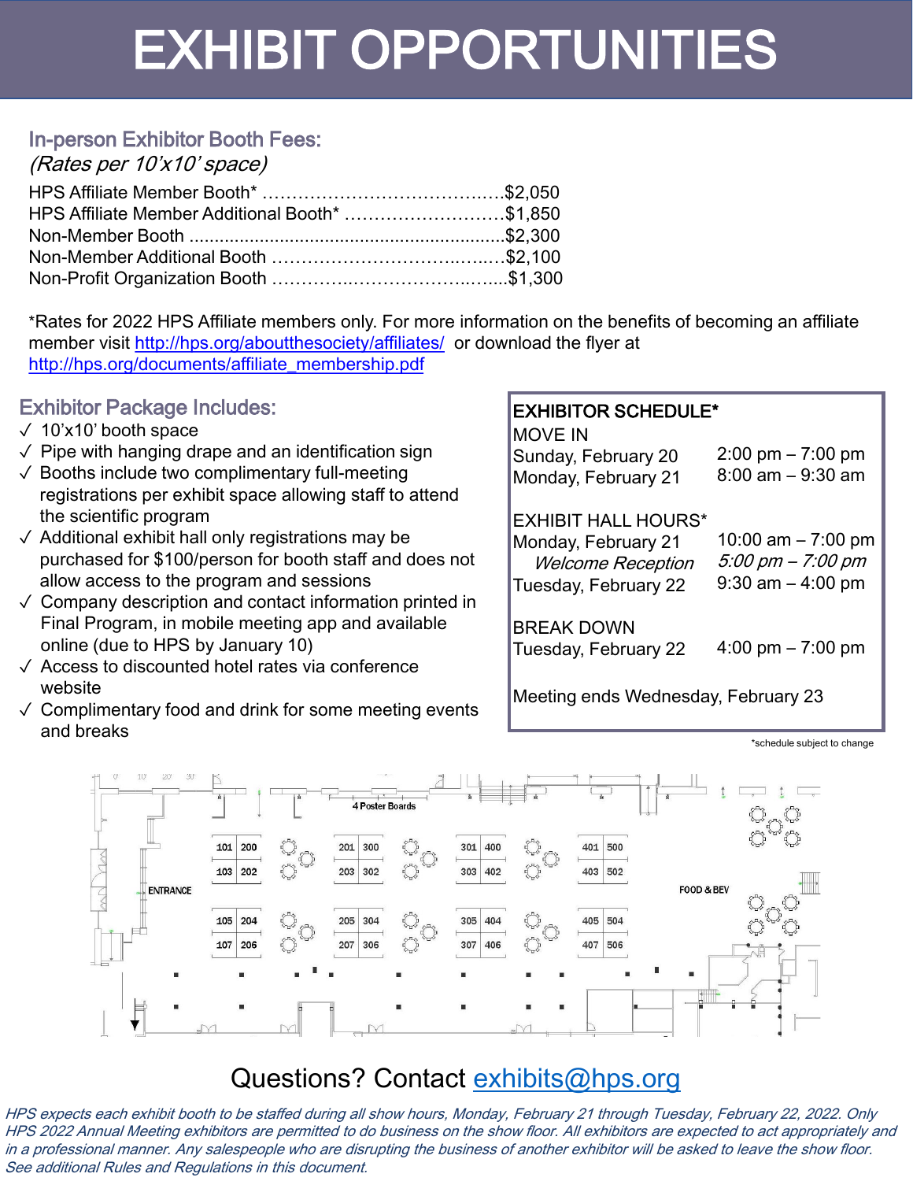# EXHIBIT OPPORTUNITIES

## In-person Exhibitor Booth Fees:

*(Rates per 10'x10' space)*

HPS Affiliate Member Booth* ……………………………….….$2,050
HPS Affiliate Member Additional Booth* ………………………$1,850
Non-Member Booth ..............................................................$2,300
Non-Member Additional Booth ……………………………..…..…$2,100
Non-Profit Organization Booth ………….………………..….....$1,300

*Rates for 2022 HPS Affiliate members only. For more information on the benefits of becoming an affiliate member visit http://hps.org/aboutthesociety/affiliates/ or download the flyer at http://hps.org/documents/affiliate_membership.pdf

## Exhibitor Package Includes:

- ✓ 10'x10' booth space
- ✓ Pipe with hanging drape and an identification sign
- ✓ Booths include two complimentary full-meeting registrations per exhibit space allowing staff to attend the scientific program
- ✓ Additional exhibit hall only registrations may be purchased for $100/person for booth staff and does not allow access to the program and sessions
- ✓ Company description and contact information printed in Final Program, in mobile meeting app and available online (due to HPS by January 10)
- ✓ Access to discounted hotel rates via conference website
- ✓ Complimentary food and drink for some meeting events and breaks

**EXHIBITOR SCHEDULE***

MOVE IN

| | |
|---|---|
| Sunday, February 20 | 2:00 pm – 7:00 pm |
| Monday, February 21 | 8:00 am – 9:30 am |

EXHIBIT HALL HOURS*

| | |
|---|---|
| Monday, February 21 | 10:00 am – 7:00 pm |
| *Welcome Reception* | *5:00 pm – 7:00 pm* |
| Tuesday, February 22 | 9:30 am – 4:00 pm |

BREAK DOWN

| | |
|---|---|
| Tuesday, February 22 | 4:00 pm – 7:00 pm |

Meeting ends Wednesday, February 23

*schedule subject to change

Questions? Contact exhibits@hps.org

*HPS expects each exhibit booth to be staffed during all show hours, Monday, February 21 through Tuesday, February 22, 2022. Only HPS 2022 Annual Meeting exhibitors are permitted to do business on the show floor. All exhibitors are expected to act appropriately and in a professional manner. Any salespeople who are disrupting the business of another exhibitor will be asked to leave the show floor. See additional Rules and Regulations in this document.*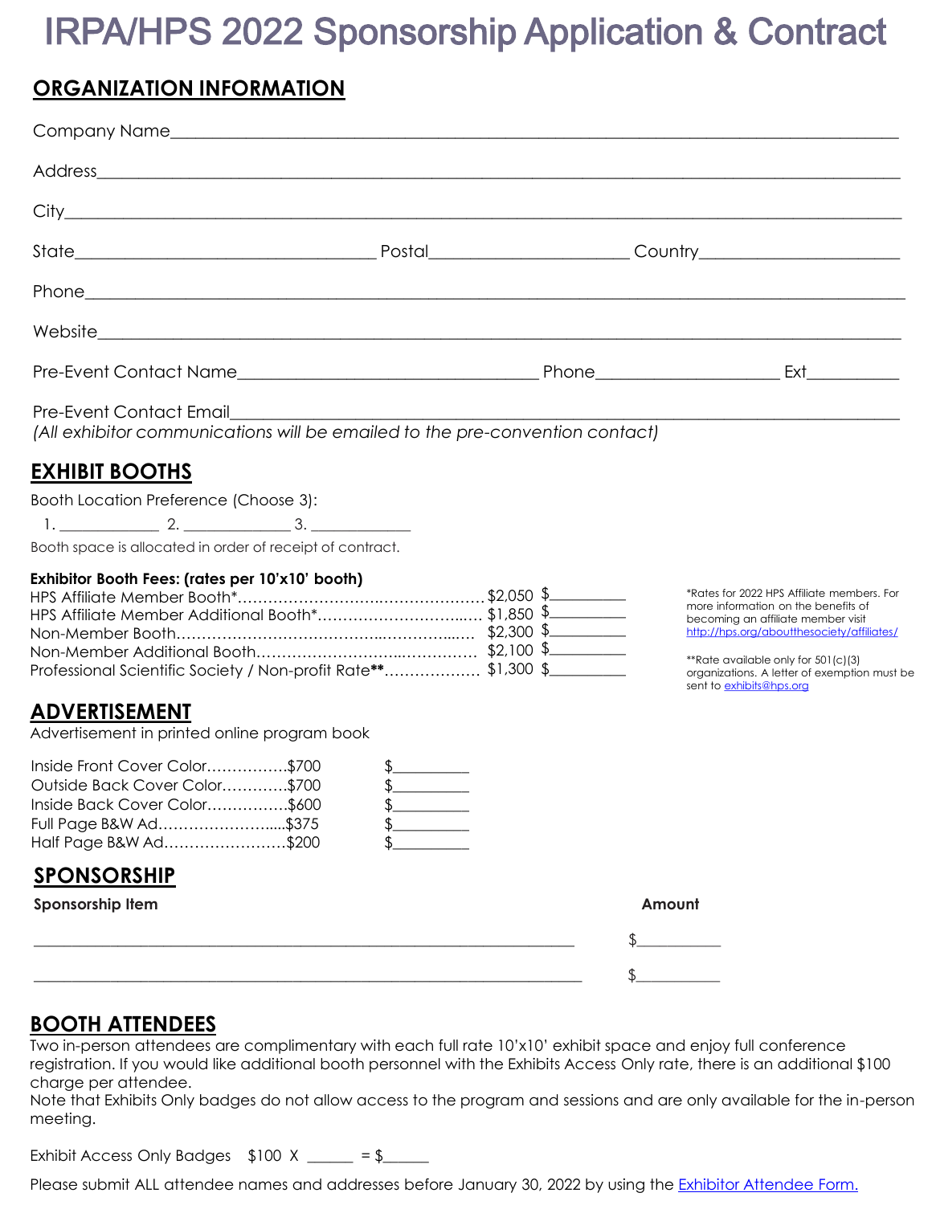# IRPA/HPS 2022 Sponsorship Application & Contract

## ORGANIZATION INFORMATION

Company Name____________________________________________

Address____________________________________________

City____________________________________________

State__________________ Postal__________________ Country__________________

Phone____________________________________________

Website____________________________________________

Pre-Event Contact Name__________________ Phone__________________ Ext__________

Pre-Event Contact Email____________________________________________

*(All exhibitor communications will be emailed to the pre-convention contact)*

## EXHIBIT BOOTHS

Booth Location Preference (Choose 3):

1. ____________ 2. ____________ 3. ____________

Booth space is allocated in order of receipt of contract.

**Exhibitor Booth Fees: (rates per 10'x10' booth)**

HPS Affiliate Member Booth*……………………………………… $2,050 $__________

HPS Affiliate Member Additional Booth*………………………… $1,850 $__________

Non-Member Booth………………………………………………… $2,300 $__________

Non-Member Additional Booth……………………………………… $2,100 $__________

Professional Scientific Society / Non-profit Rate**……………… $1,300 $__________

*Rates for 2022 HPS Affiliate members. For more information on the benefits of becoming an affiliate member visit http://hps.org/aboutthesociety/affiliates/

**Rate available only for 501(c)(3) organizations. A letter of exemption must be sent to exhibits@hps.org

## ADVERTISEMENT

Advertisement in printed online program book

Inside Front Cover Color……………$700 $__________

Outside Back Cover Color…………$700 $__________

Inside Back Cover Color……………$600 $__________

Full Page B&W Ad…………………...$375 $__________

Half Page B&W Ad……………………$200 $__________

## SPONSORSHIP

| Sponsorship Item | Amount |
|---|---|
| ____________________________________________ | $__________ |
| ____________________________________________ | $__________ |

## BOOTH ATTENDEES

Two in-person attendees are complimentary with each full rate 10'x10' exhibit space and enjoy full conference registration. If you would like additional booth personnel with the Exhibits Access Only rate, there is an additional $100 charge per attendee.

Note that Exhibits Only badges do not allow access to the program and sessions and are only available for the in-person meeting.

Exhibit Access Only Badges $100 X ______ = $______

Please submit ALL attendee names and addresses before January 30, 2022 by using the Exhibitor Attendee Form.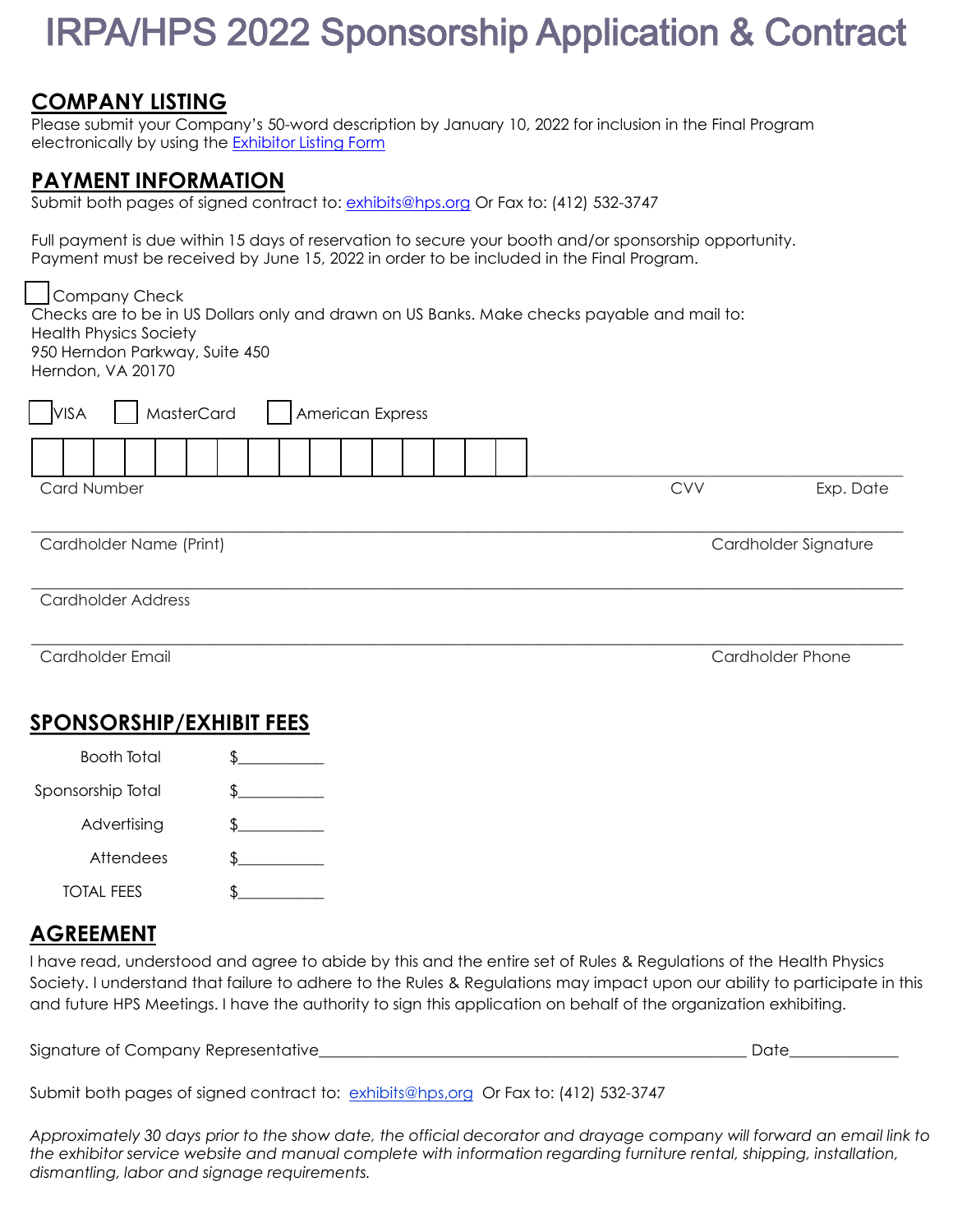# IRPA/HPS 2022 Sponsorship Application & Contract

## COMPANY LISTING

Please submit your Company's 50-word description by January 10, 2022 for inclusion in the Final Program electronically by using the [Exhibitor Listing Form]

## PAYMENT INFORMATION

Submit both pages of signed contract to: exhibits@hps.org Or Fax to: (412) 532-3747

Full payment is due within 15 days of reservation to secure your booth and/or sponsorship opportunity. Payment must be received by June 15, 2022 in order to be included in the Final Program.

☐ Company Check

Checks are to be in US Dollars only and drawn on US Banks. Make checks payable and mail to:
Health Physics Society
950 Herndon Parkway, Suite 450
Herndon, VA 20170

☐ VISA ☐ MasterCard ☐ American Express

| | | | | | | | | | | | | | | | |
|---|---|---|---|---|---|---|---|---|---|---|---|---|---|---|---|

Card Number ____________________ CVV ________ Exp. Date ________

Cardholder Name (Print) ____________________ Cardholder Signature ____________________

Cardholder Address ____________________

Cardholder Email ____________________ Cardholder Phone ____________________

## SPONSORSHIP/EXHIBIT FEES

Booth Total $__________

Sponsorship Total $__________

Advertising $__________

Attendees $__________

TOTAL FEES $__________

## AGREEMENT

I have read, understood and agree to abide by this and the entire set of Rules & Regulations of the Health Physics Society. I understand that failure to adhere to the Rules & Regulations may impact upon our ability to participate in this and future HPS Meetings. I have the authority to sign this application on behalf of the organization exhibiting.

Signature of Company Representative______________________________ Date____________

Submit both pages of signed contract to: exhibits@hps,org Or Fax to: (412) 532-3747

*Approximately 30 days prior to the show date, the official decorator and drayage company will forward an email link to the exhibitor service website and manual complete with information regarding furniture rental, shipping, installation, dismantling, labor and signage requirements.*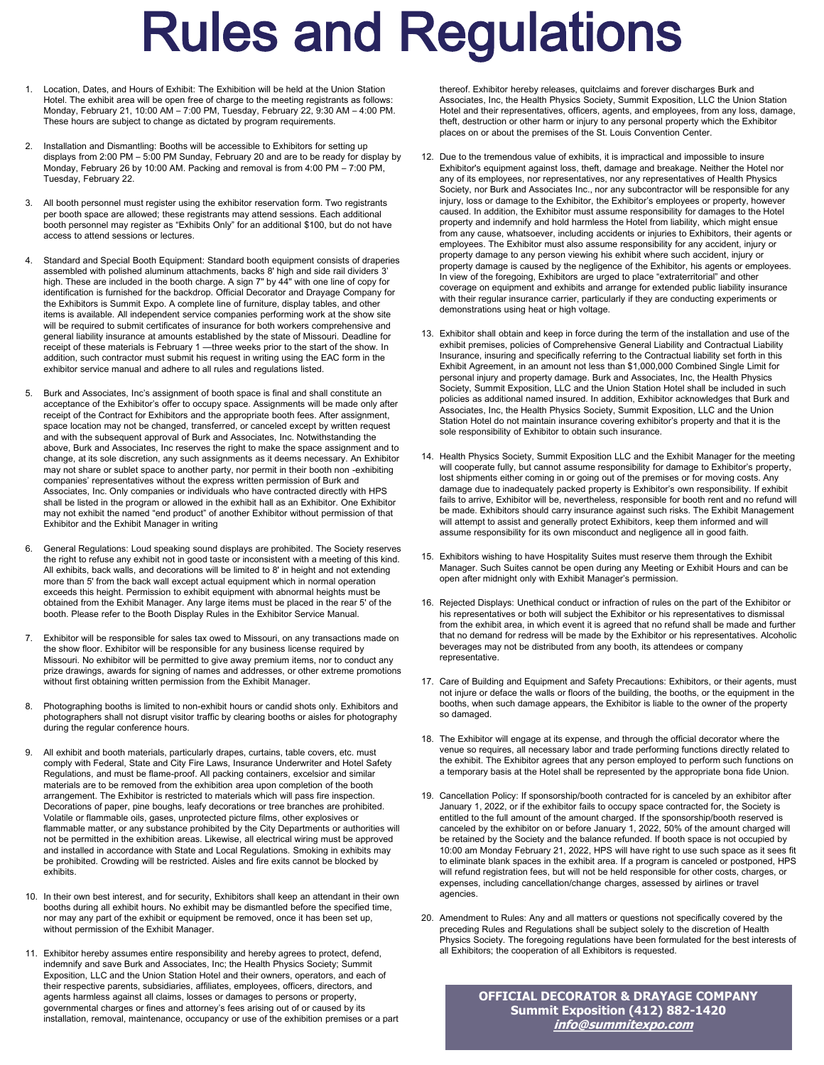# Rules and Regulations

1. Location, Dates, and Hours of Exhibit: The Exhibition will be held at the Union Station Hotel. The exhibit area will be open free of charge to the meeting registrants as follows: Monday, February 21, 10:00 AM – 7:00 PM, Tuesday, February 22, 9:30 AM – 4:00 PM. These hours are subject to change as dictated by program requirements.

2. Installation and Dismantling: Booths will be accessible to Exhibitors for setting up displays from 2:00 PM – 5:00 PM Sunday, February 20 and are to be ready for display by Monday, February 26 by 10:00 AM. Packing and removal is from 4:00 PM – 7:00 PM, Tuesday, February 22.

3. All booth personnel must register using the exhibitor reservation form. Two registrants per booth space are allowed; these registrants may attend sessions. Each additional booth personnel may register as "Exhibits Only" for an additional $100, but do not have access to attend sessions or lectures.

4. Standard and Special Booth Equipment: Standard booth equipment consists of draperies assembled with polished aluminum attachments, backs 8' high and side rail dividers 3' high. These are included in the booth charge. A sign 7" by 44" with one line of copy for identification is furnished for the backdrop. Official Decorator and Drayage Company for the Exhibitors is Summit Expo. A complete line of furniture, display tables, and other items is available. All independent service companies performing work at the show site will be required to submit certificates of insurance for both workers comprehensive and general liability insurance at amounts established by the state of Missouri. Deadline for receipt of these materials is February 1 —three weeks prior to the start of the show. In addition, such contractor must submit his request in writing using the EAC form in the exhibitor service manual and adhere to all rules and regulations listed.

5. Burk and Associates, Inc's assignment of booth space is final and shall constitute an acceptance of the Exhibitor's offer to occupy space. Assignments will be made only after receipt of the Contract for Exhibitors and the appropriate booth fees. After assignment, space location may not be changed, transferred, or canceled except by written request and with the subsequent approval of Burk and Associates, Inc. Notwithstanding the above, Burk and Associates, Inc reserves the right to make the space assignment and to change, at its sole discretion, any such assignments as it deems necessary. An Exhibitor may not share or sublet space to another party, nor permit in their booth non -exhibiting companies' representatives without the express written permission of Burk and Associates, Inc. Only companies or individuals who have contracted directly with HPS shall be listed in the program or allowed in the exhibit hall as an Exhibitor. One Exhibitor may not exhibit the named "end product" of another Exhibitor without permission of that Exhibitor and the Exhibit Manager in writing

6. General Regulations: Loud speaking sound displays are prohibited. The Society reserves the right to refuse any exhibit not in good taste or inconsistent with a meeting of this kind. All exhibits, back walls, and decorations will be limited to 8' in height and not extending more than 5' from the back wall except actual equipment which in normal operation exceeds this height. Permission to exhibit equipment with abnormal heights must be obtained from the Exhibit Manager. Any large items must be placed in the rear 5' of the booth. Please refer to the Booth Display Rules in the Exhibitor Service Manual.

7. Exhibitor will be responsible for sales tax owed to Missouri, on any transactions made on the show floor. Exhibitor will be responsible for any business license required by Missouri. No exhibitor will be permitted to give away premium items, nor to conduct any prize drawings, awards for signing of names and addresses, or other extreme promotions without first obtaining written permission from the Exhibit Manager.

8. Photographing booths is limited to non-exhibit hours or candid shots only. Exhibitors and photographers shall not disrupt visitor traffic by clearing booths or aisles for photography during the regular conference hours.

9. All exhibit and booth materials, particularly drapes, curtains, table covers, etc. must comply with Federal, State and City Fire Laws, Insurance Underwriter and Hotel Safety Regulations, and must be flame-proof. All packing containers, excelsior and similar materials are to be removed from the exhibition area upon completion of the booth arrangement. The Exhibitor is restricted to materials which will pass fire inspection. Decorations of paper, pine boughs, leafy decorations or tree branches are prohibited. Volatile or flammable oils, gases, unprotected picture films, other explosives or flammable matter, or any substance prohibited by the City Departments or authorities will not be permitted in the exhibition areas. Likewise, all electrical wiring must be approved and installed in accordance with State and Local Regulations. Smoking in exhibits may be prohibited. Crowding will be restricted. Aisles and fire exits cannot be blocked by exhibits.

10. In their own best interest, and for security, Exhibitors shall keep an attendant in their own booths during all exhibit hours. No exhibit may be dismantled before the specified time, nor may any part of the exhibit or equipment be removed, once it has been set up, without permission of the Exhibit Manager.

11. Exhibitor hereby assumes entire responsibility and hereby agrees to protect, defend, indemnify and save Burk and Associates, Inc; the Health Physics Society; Summit Exposition, LLC and the Union Station Hotel and their owners, operators, and each of their respective parents, subsidiaries, affiliates, employees, officers, directors, and agents harmless against all claims, losses or damages to persons or property, governmental charges or fines and attorney's fees arising out of or caused by its installation, removal, maintenance, occupancy or use of the exhibition premises or a part thereof. Exhibitor hereby releases, quitclaims and forever discharges Burk and Associates, Inc, the Health Physics Society, Summit Exposition, LLC the Union Station Hotel and their representatives, officers, agents, and employees, from any loss, damage, theft, destruction or other harm or injury to any personal property which the Exhibitor places on or about the premises of the St. Louis Convention Center.

12. Due to the tremendous value of exhibits, it is impractical and impossible to insure Exhibitor's equipment against loss, theft, damage and breakage. Neither the Hotel nor any of its employees, nor representatives, nor any representatives of Health Physics Society, nor Burk and Associates Inc., nor any subcontractor will be responsible for any injury, loss or damage to the Exhibitor, the Exhibitor's employees or property, however caused. In addition, the Exhibitor must assume responsibility for damages to the Hotel property and indemnify and hold harmless the Hotel from liability, which might ensue from any cause, whatsoever, including accidents or injuries to Exhibitors, their agents or employees. The Exhibitor must also assume responsibility for any accident, injury or property damage to any person viewing his exhibit where such accident, injury or property damage is caused by the negligence of the Exhibitor, his agents or employees. In view of the foregoing, Exhibitors are urged to place "extraterritorial" and other coverage on equipment and exhibits and arrange for extended public liability insurance with their regular insurance carrier, particularly if they are conducting experiments or demonstrations using heat or high voltage.

13. Exhibitor shall obtain and keep in force during the term of the installation and use of the exhibit premises, policies of Comprehensive General Liability and Contractual Liability Insurance, insuring and specifically referring to the Contractual liability set forth in this Exhibit Agreement, in an amount not less than $1,000,000 Combined Single Limit for personal injury and property damage. Burk and Associates, Inc, the Health Physics Society, Summit Exposition, LLC and the Union Station Hotel shall be included in such policies as additional named insured. In addition, Exhibitor acknowledges that Burk and Associates, Inc, the Health Physics Society, Summit Exposition, LLC and the Union Station Hotel do not maintain insurance covering exhibitor's property and that it is the sole responsibility of Exhibitor to obtain such insurance.

14. Health Physics Society, Summit Exposition LLC and the Exhibit Manager for the meeting will cooperate fully, but cannot assume responsibility for damage to Exhibitor's property, lost shipments either coming in or going out of the premises or for moving costs. Any damage due to inadequately packed property is Exhibitor's own responsibility. If exhibit fails to arrive, Exhibitor will be, nevertheless, responsible for booth rent and no refund will be made. Exhibitors should carry insurance against such risks. The Exhibit Management will attempt to assist and generally protect Exhibitors, keep them informed and will assume responsibility for its own misconduct and negligence all in good faith.

15. Exhibitors wishing to have Hospitality Suites must reserve them through the Exhibit Manager. Such Suites cannot be open during any Meeting or Exhibit Hours and can be open after midnight only with Exhibit Manager's permission.

16. Rejected Displays: Unethical conduct or infraction of rules on the part of the Exhibitor or his representatives or both will subject the Exhibitor or his representatives to dismissal from the exhibit area, in which event it is agreed that no refund shall be made and further that no demand for redress will be made by the Exhibitor or his representatives. Alcoholic beverages may not be distributed from any booth, its attendees or company representative.

17. Care of Building and Equipment and Safety Precautions: Exhibitors, or their agents, must not injure or deface the walls or floors of the building, the booths, or the equipment in the booths, when such damage appears, the Exhibitor is liable to the owner of the property so damaged.

18. The Exhibitor will engage at its expense, and through the official decorator where the venue so requires, all necessary labor and trade performing functions directly related to the exhibit. The Exhibitor agrees that any person employed to perform such functions on a temporary basis at the Hotel shall be represented by the appropriate bona fide Union.

19. Cancellation Policy: If sponsorship/booth contracted for is canceled by an exhibitor after January 1, 2022, or if the exhibitor fails to occupy space contracted for, the Society is entitled to the full amount of the amount charged. If the sponsorship/booth reserved is canceled by the exhibitor on or before January 1, 2022, 50% of the amount charged will be retained by the Society and the balance refunded. If booth space is not occupied by 10:00 am Monday February 21, 2022, HPS will have right to use such space as it sees fit to eliminate blank spaces in the exhibit area. If a program is canceled or postponed, HPS will refund registration fees, but will not be held responsible for other costs, charges, or expenses, including cancellation/change charges, assessed by airlines or travel agencies.

20. Amendment to Rules: Any and all matters or questions not specifically covered by the preceding Rules and Regulations shall be subject solely to the discretion of Health Physics Society. The foregoing regulations have been formulated for the best interests of all Exhibitors; the cooperation of all Exhibitors is requested.

**OFFICIAL DECORATOR & DRAYAGE COMPANY**
**Summit Exposition (412) 882-1420**
***info@summitexpo.com***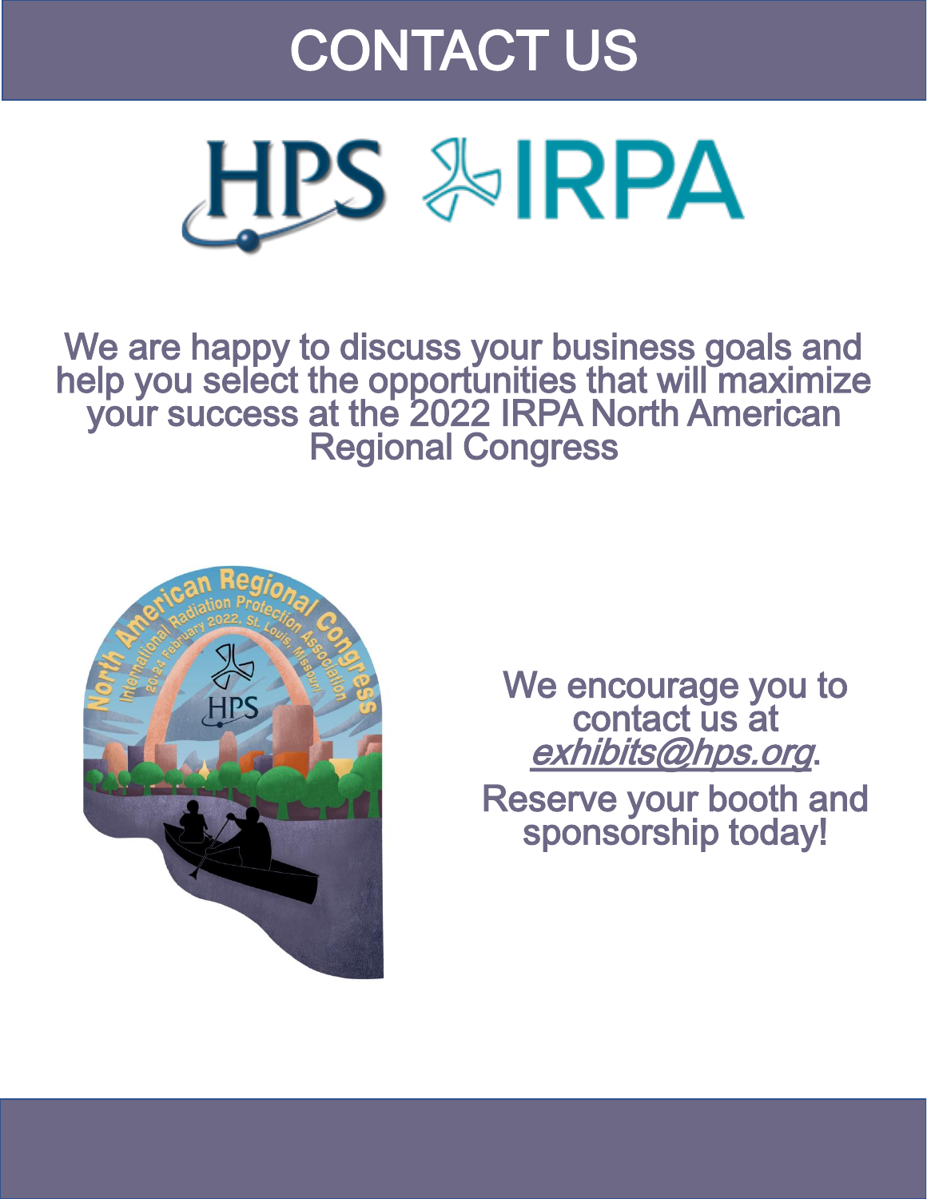# CONTACT US

We are happy to discuss your business goals and help you select the opportunities that will maximize your success at the 2022 IRPA North American Regional Congress

We encourage you to contact us at *exhibits@hps.org*.

Reserve your booth and sponsorship today!